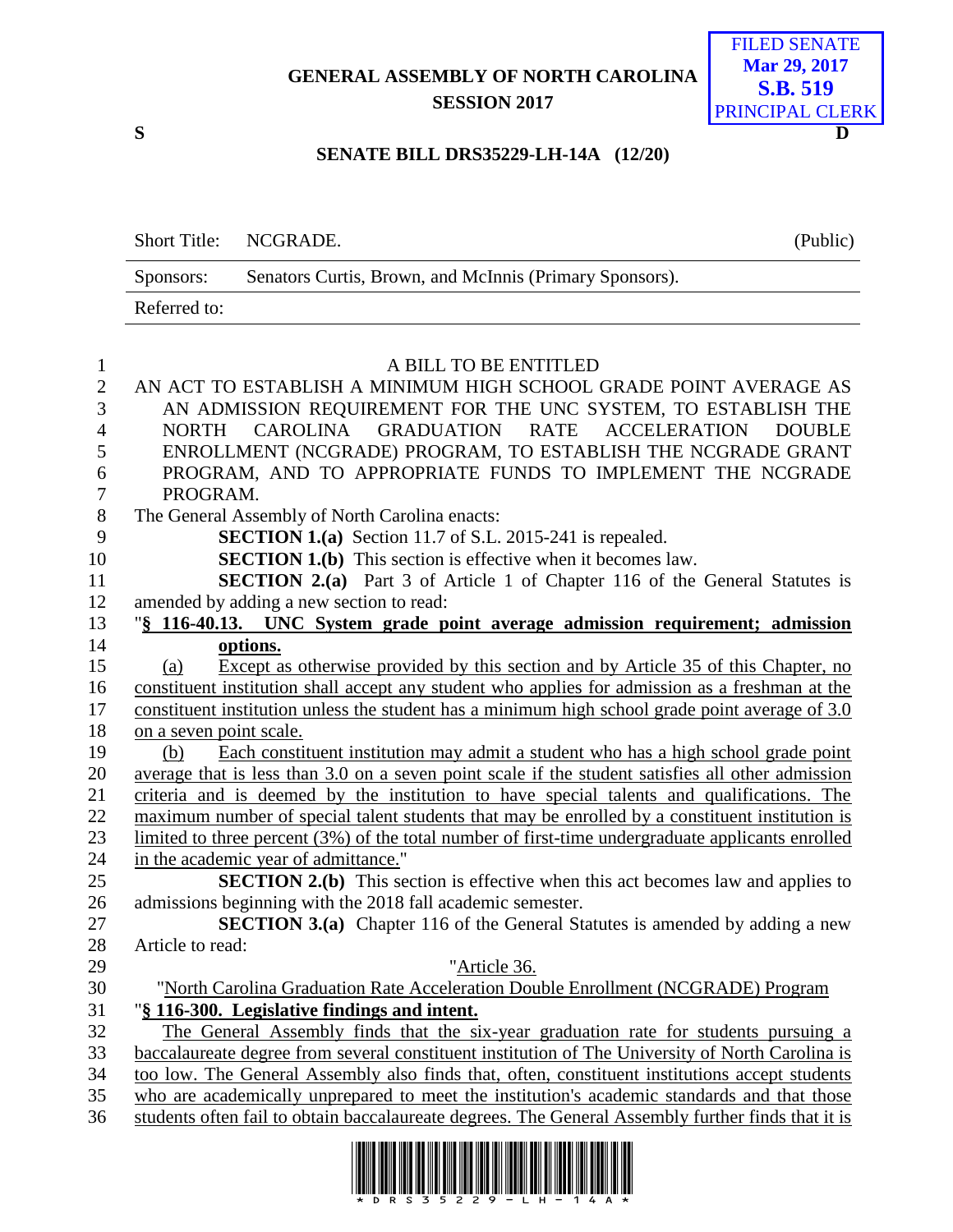GENERAL ASSEMBLY OF NORTH CAROLINA
SESSION 2017

FILED SENATE
Mar 29, 2017
S.B. 519
PRINCIPAL CLERK

S D

**SENATE BILL DRS35229-LH-14A (12/20)**

| Short Title: | NCGRADE. | (Public) |
|---|---|---|
| Sponsors: | Senators Curtis, Brown, and McInnis (Primary Sponsors). | |
| Referred to: | | |

A BILL TO BE ENTITLED

AN ACT TO ESTABLISH A MINIMUM HIGH SCHOOL GRADE POINT AVERAGE AS AN ADMISSION REQUIREMENT FOR THE UNC SYSTEM, TO ESTABLISH THE NORTH CAROLINA GRADUATION RATE ACCELERATION DOUBLE ENROLLMENT (NCGRADE) PROGRAM, TO ESTABLISH THE NCGRADE GRANT PROGRAM, AND TO APPROPRIATE FUNDS TO IMPLEMENT THE NCGRADE PROGRAM.

The General Assembly of North Carolina enacts:

**SECTION 1.(a)** Section 11.7 of S.L. 2015-241 is repealed.

**SECTION 1.(b)** This section is effective when it becomes law.

**SECTION 2.(a)** Part 3 of Article 1 of Chapter 116 of the General Statutes is amended by adding a new section to read:

"**§ 116-40.13. UNC System grade point average admission requirement; admission options.**

(a) Except as otherwise provided by this section and by Article 35 of this Chapter, no constituent institution shall accept any student who applies for admission as a freshman at the constituent institution unless the student has a minimum high school grade point average of 3.0 on a seven point scale.

(b) Each constituent institution may admit a student who has a high school grade point average that is less than 3.0 on a seven point scale if the student satisfies all other admission criteria and is deemed by the institution to have special talents and qualifications. The maximum number of special talent students that may be enrolled by a constituent institution is limited to three percent (3%) of the total number of first-time undergraduate applicants enrolled in the academic year of admittance."

**SECTION 2.(b)** This section is effective when this act becomes law and applies to admissions beginning with the 2018 fall academic semester.

**SECTION 3.(a)** Chapter 116 of the General Statutes is amended by adding a new Article to read:

"Article 36.

"North Carolina Graduation Rate Acceleration Double Enrollment (NCGRADE) Program

"**§ 116-300. Legislative findings and intent.**

The General Assembly finds that the six-year graduation rate for students pursuing a baccalaureate degree from several constituent institution of The University of North Carolina is too low. The General Assembly also finds that, often, constituent institutions accept students who are academically unprepared to meet the institution's academic standards and that those students often fail to obtain baccalaureate degrees. The General Assembly further finds that it is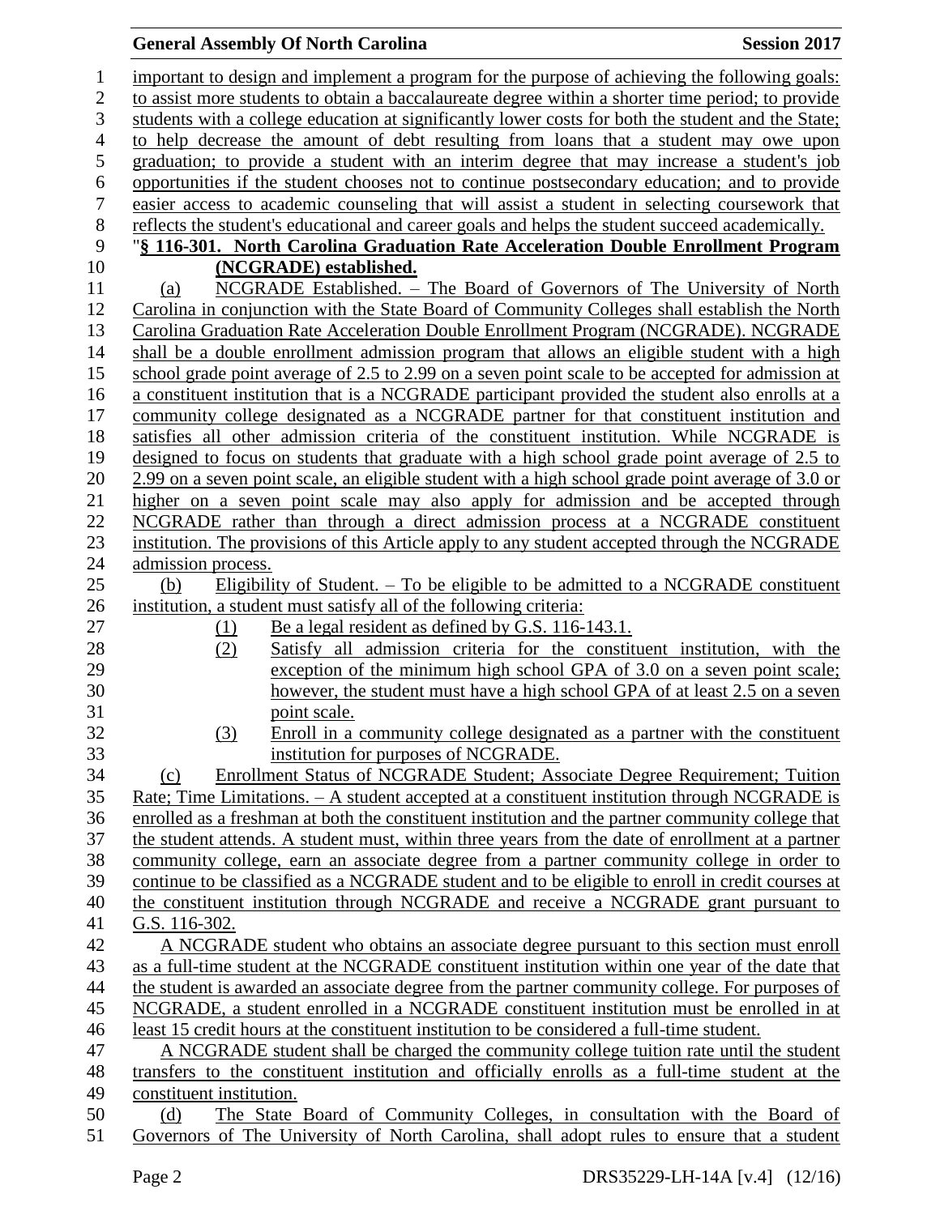important to design and implement a program for the purpose of achieving the following goals: to assist more students to obtain a baccalaureate degree within a shorter time period; to provide students with a college education at significantly lower costs for both the student and the State; to help decrease the amount of debt resulting from loans that a student may owe upon graduation; to provide a student with an interim degree that may increase a student's job opportunities if the student chooses not to continue postsecondary education; and to provide easier access to academic counseling that will assist a student in selecting coursework that reflects the student's educational and career goals and helps the student succeed academically.

"**§ 116-301. North Carolina Graduation Rate Acceleration Double Enrollment Program (NCGRADE) established.**

(a) NCGRADE Established. – The Board of Governors of The University of North Carolina in conjunction with the State Board of Community Colleges shall establish the North Carolina Graduation Rate Acceleration Double Enrollment Program (NCGRADE). NCGRADE shall be a double enrollment admission program that allows an eligible student with a high school grade point average of 2.5 to 2.99 on a seven point scale to be accepted for admission at a constituent institution that is a NCGRADE participant provided the student also enrolls at a community college designated as a NCGRADE partner for that constituent institution and satisfies all other admission criteria of the constituent institution. While NCGRADE is designed to focus on students that graduate with a high school grade point average of 2.5 to 2.99 on a seven point scale, an eligible student with a high school grade point average of 3.0 or higher on a seven point scale may also apply for admission and be accepted through NCGRADE rather than through a direct admission process at a NCGRADE constituent institution. The provisions of this Article apply to any student accepted through the NCGRADE admission process.

(b) Eligibility of Student. – To be eligible to be admitted to a NCGRADE constituent institution, a student must satisfy all of the following criteria:

(1) Be a legal resident as defined by G.S. 116-143.1.

(2) Satisfy all admission criteria for the constituent institution, with the exception of the minimum high school GPA of 3.0 on a seven point scale; however, the student must have a high school GPA of at least 2.5 on a seven point scale.

(3) Enroll in a community college designated as a partner with the constituent institution for purposes of NCGRADE.

(c) Enrollment Status of NCGRADE Student; Associate Degree Requirement; Tuition Rate; Time Limitations. – A student accepted at a constituent institution through NCGRADE is enrolled as a freshman at both the constituent institution and the partner community college that the student attends. A student must, within three years from the date of enrollment at a partner community college, earn an associate degree from a partner community college in order to continue to be classified as a NCGRADE student and to be eligible to enroll in credit courses at the constituent institution through NCGRADE and receive a NCGRADE grant pursuant to G.S. 116-302.

A NCGRADE student who obtains an associate degree pursuant to this section must enroll as a full-time student at the NCGRADE constituent institution within one year of the date that the student is awarded an associate degree from the partner community college. For purposes of NCGRADE, a student enrolled in a NCGRADE constituent institution must be enrolled in at least 15 credit hours at the constituent institution to be considered a full-time student.

A NCGRADE student shall be charged the community college tuition rate until the student transfers to the constituent institution and officially enrolls as a full-time student at the constituent institution.

(d) The State Board of Community Colleges, in consultation with the Board of Governors of The University of North Carolina, shall adopt rules to ensure that a student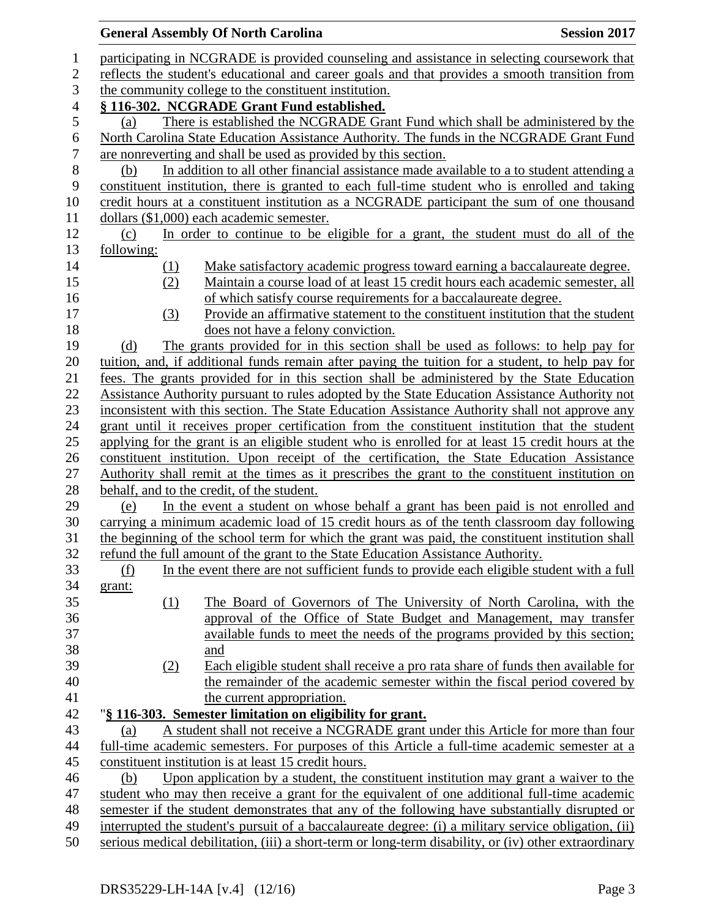participating in NCGRADE is provided counseling and assistance in selecting coursework that reflects the student's educational and career goals and that provides a smooth transition from the community college to the constituent institution.

**§ 116-302. NCGRADE Grant Fund established.**

(a) There is established the NCGRADE Grant Fund which shall be administered by the North Carolina State Education Assistance Authority. The funds in the NCGRADE Grant Fund are nonreverting and shall be used as provided by this section.

(b) In addition to all other financial assistance made available to a to student attending a constituent institution, there is granted to each full-time student who is enrolled and taking credit hours at a constituent institution as a NCGRADE participant the sum of one thousand dollars ($1,000) each academic semester.

(c) In order to continue to be eligible for a grant, the student must do all of the following:

(1) Make satisfactory academic progress toward earning a baccalaureate degree.

(2) Maintain a course load of at least 15 credit hours each academic semester, all of which satisfy course requirements for a baccalaureate degree.

(3) Provide an affirmative statement to the constituent institution that the student does not have a felony conviction.

(d) The grants provided for in this section shall be used as follows: to help pay for tuition, and, if additional funds remain after paying the tuition for a student, to help pay for fees. The grants provided for in this section shall be administered by the State Education Assistance Authority pursuant to rules adopted by the State Education Assistance Authority not inconsistent with this section. The State Education Assistance Authority shall not approve any grant until it receives proper certification from the constituent institution that the student applying for the grant is an eligible student who is enrolled for at least 15 credit hours at the constituent institution. Upon receipt of the certification, the State Education Assistance Authority shall remit at the times as it prescribes the grant to the constituent institution on behalf, and to the credit, of the student.

(e) In the event a student on whose behalf a grant has been paid is not enrolled and carrying a minimum academic load of 15 credit hours as of the tenth classroom day following the beginning of the school term for which the grant was paid, the constituent institution shall refund the full amount of the grant to the State Education Assistance Authority.

(f) In the event there are not sufficient funds to provide each eligible student with a full grant:

(1) The Board of Governors of The University of North Carolina, with the approval of the Office of State Budget and Management, may transfer available funds to meet the needs of the programs provided by this section; and

(2) Each eligible student shall receive a pro rata share of funds then available for the remainder of the academic semester within the fiscal period covered by the current appropriation.

"**§ 116-303. Semester limitation on eligibility for grant.**

(a) A student shall not receive a NCGRADE grant under this Article for more than four full-time academic semesters. For purposes of this Article a full-time academic semester at a constituent institution is at least 15 credit hours.

(b) Upon application by a student, the constituent institution may grant a waiver to the student who may then receive a grant for the equivalent of one additional full-time academic semester if the student demonstrates that any of the following have substantially disrupted or interrupted the student's pursuit of a baccalaureate degree: (i) a military service obligation, (ii) serious medical debilitation, (iii) a short-term or long-term disability, or (iv) other extraordinary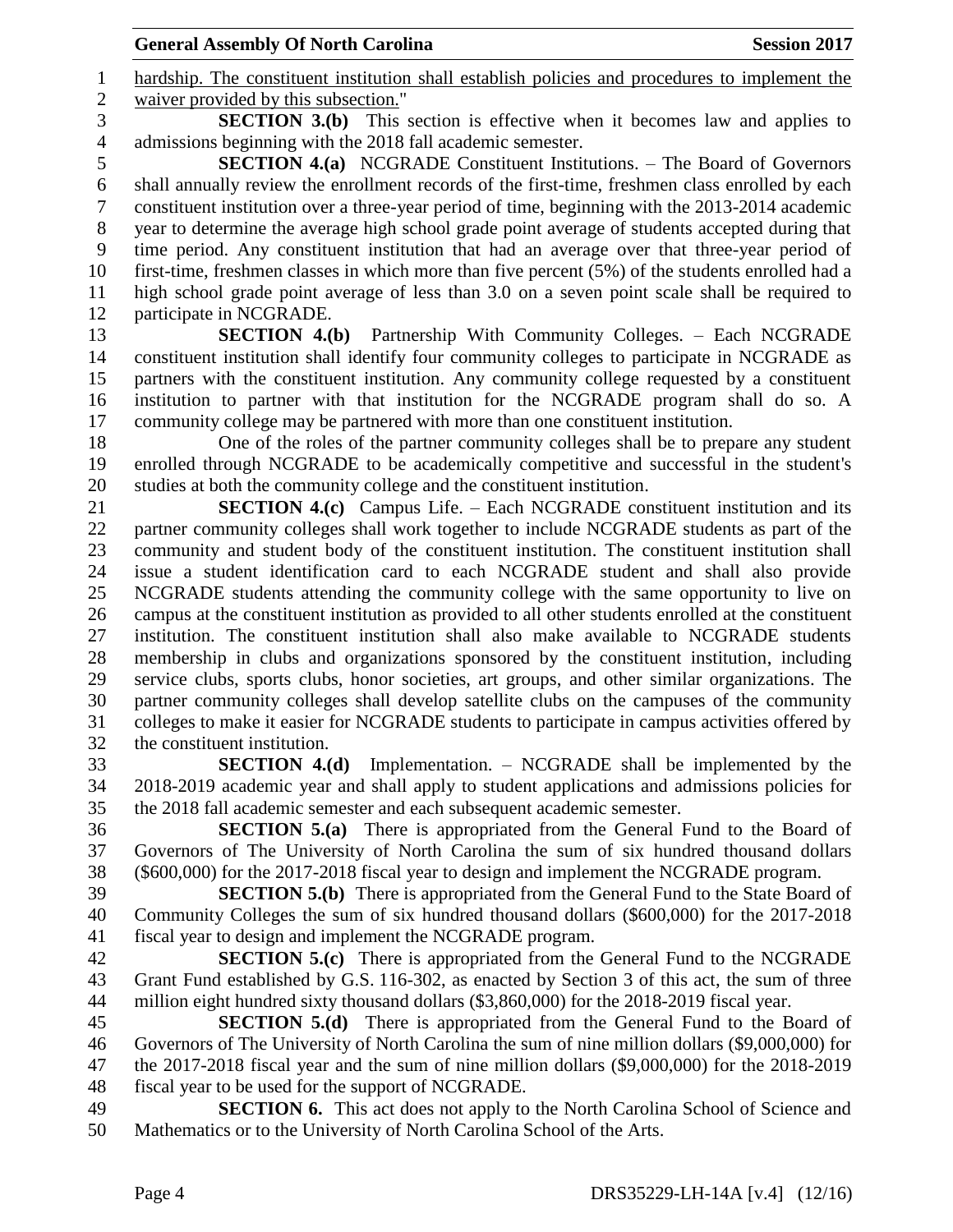hardship. The constituent institution shall establish policies and procedures to implement the waiver provided by this subsection."

**SECTION 3.(b)** This section is effective when it becomes law and applies to admissions beginning with the 2018 fall academic semester.

**SECTION 4.(a)** NCGRADE Constituent Institutions. – The Board of Governors shall annually review the enrollment records of the first-time, freshmen class enrolled by each constituent institution over a three-year period of time, beginning with the 2013-2014 academic year to determine the average high school grade point average of students accepted during that time period. Any constituent institution that had an average over that three-year period of first-time, freshmen classes in which more than five percent (5%) of the students enrolled had a high school grade point average of less than 3.0 on a seven point scale shall be required to participate in NCGRADE.

**SECTION 4.(b)** Partnership With Community Colleges. – Each NCGRADE constituent institution shall identify four community colleges to participate in NCGRADE as partners with the constituent institution. Any community college requested by a constituent institution to partner with that institution for the NCGRADE program shall do so. A community college may be partnered with more than one constituent institution.

One of the roles of the partner community colleges shall be to prepare any student enrolled through NCGRADE to be academically competitive and successful in the student's studies at both the community college and the constituent institution.

**SECTION 4.(c)** Campus Life. – Each NCGRADE constituent institution and its partner community colleges shall work together to include NCGRADE students as part of the community and student body of the constituent institution. The constituent institution shall issue a student identification card to each NCGRADE student and shall also provide NCGRADE students attending the community college with the same opportunity to live on campus at the constituent institution as provided to all other students enrolled at the constituent institution. The constituent institution shall also make available to NCGRADE students membership in clubs and organizations sponsored by the constituent institution, including service clubs, sports clubs, honor societies, art groups, and other similar organizations. The partner community colleges shall develop satellite clubs on the campuses of the community colleges to make it easier for NCGRADE students to participate in campus activities offered by the constituent institution.

**SECTION 4.(d)** Implementation. – NCGRADE shall be implemented by the 2018-2019 academic year and shall apply to student applications and admissions policies for the 2018 fall academic semester and each subsequent academic semester.

**SECTION 5.(a)** There is appropriated from the General Fund to the Board of Governors of The University of North Carolina the sum of six hundred thousand dollars ($600,000) for the 2017-2018 fiscal year to design and implement the NCGRADE program.

**SECTION 5.(b)** There is appropriated from the General Fund to the State Board of Community Colleges the sum of six hundred thousand dollars ($600,000) for the 2017-2018 fiscal year to design and implement the NCGRADE program.

**SECTION 5.(c)** There is appropriated from the General Fund to the NCGRADE Grant Fund established by G.S. 116-302, as enacted by Section 3 of this act, the sum of three million eight hundred sixty thousand dollars ($3,860,000) for the 2018-2019 fiscal year.

**SECTION 5.(d)** There is appropriated from the General Fund to the Board of Governors of The University of North Carolina the sum of nine million dollars ($9,000,000) for the 2017-2018 fiscal year and the sum of nine million dollars ($9,000,000) for the 2018-2019 fiscal year to be used for the support of NCGRADE.

**SECTION 6.** This act does not apply to the North Carolina School of Science and Mathematics or to the University of North Carolina School of the Arts.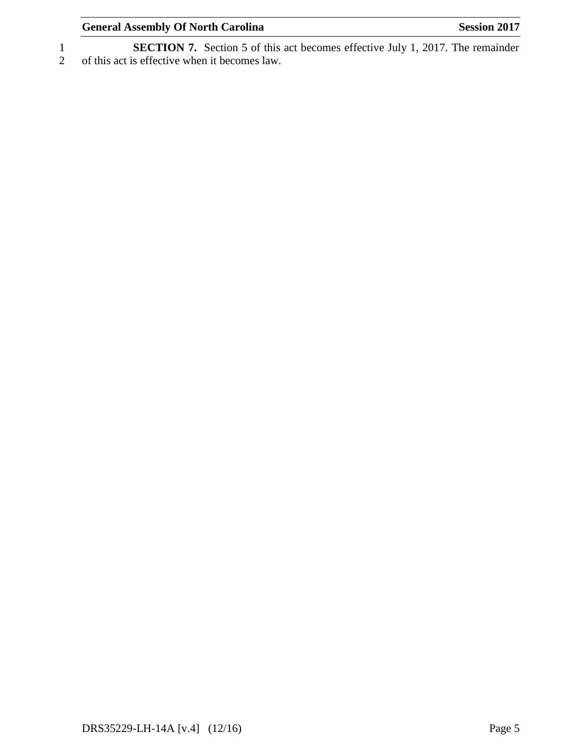**SECTION 7.** Section 5 of this act becomes effective July 1, 2017. The remainder of this act is effective when it becomes law.